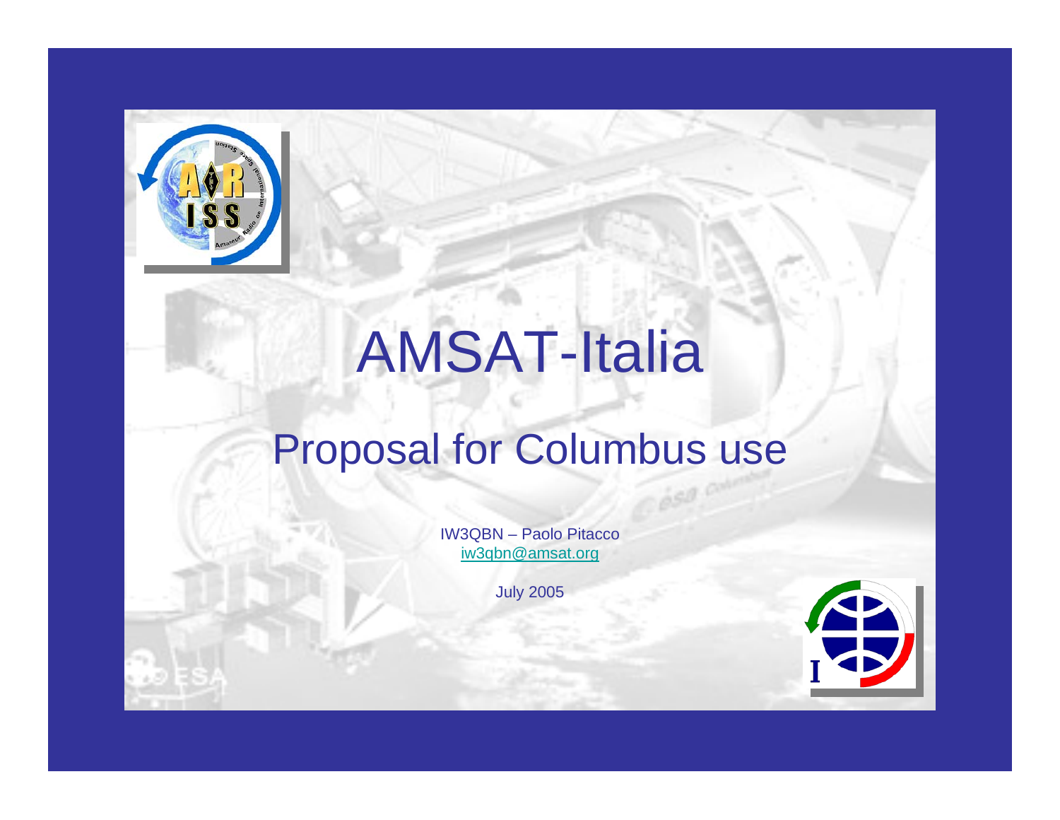# AMSAT-Italia

## Proposal for Columbus use

IW3QBN – Paolo Pitacco
iw3qbn@amsat.org

July 2005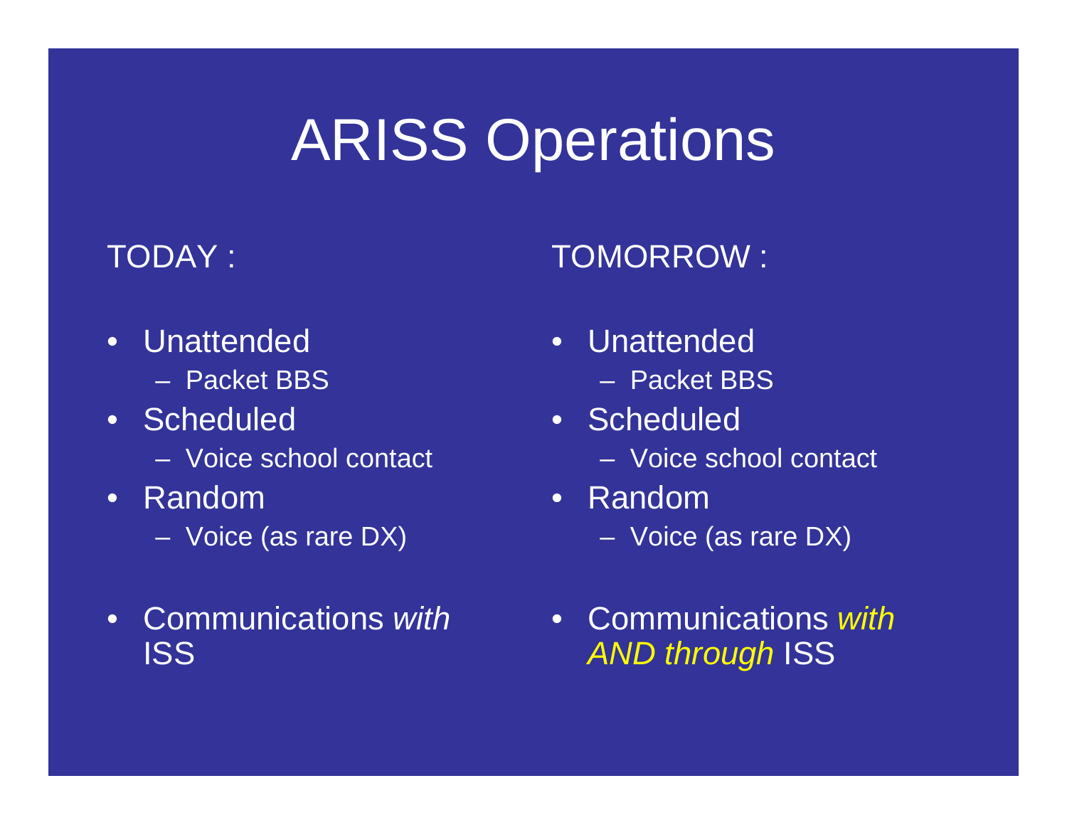# ARISS Operations

TODAY :

- Unattended
  - Packet BBS
- Scheduled
  - Voice school contact
- Random
  - Voice (as rare DX)
- Communications *with* ISS

TOMORROW :

- Unattended
  - Packet BBS
- Scheduled
  - Voice school contact
- Random
  - Voice (as rare DX)
- Communications *with AND through* ISS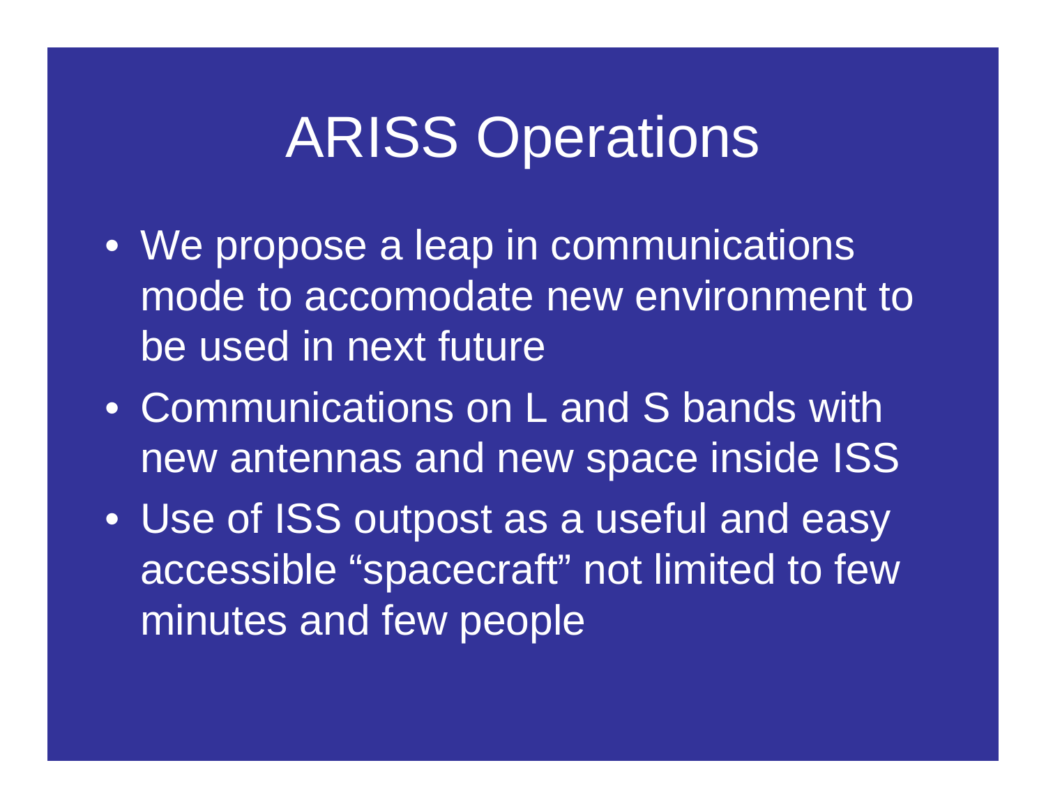# ARISS Operations

- We propose a leap in communications mode to accomodate new environment to be used in next future
- Communications on L and S bands with new antennas and new space inside ISS
- Use of ISS outpost as a useful and easy accessible “spacecraft” not limited to few minutes and few people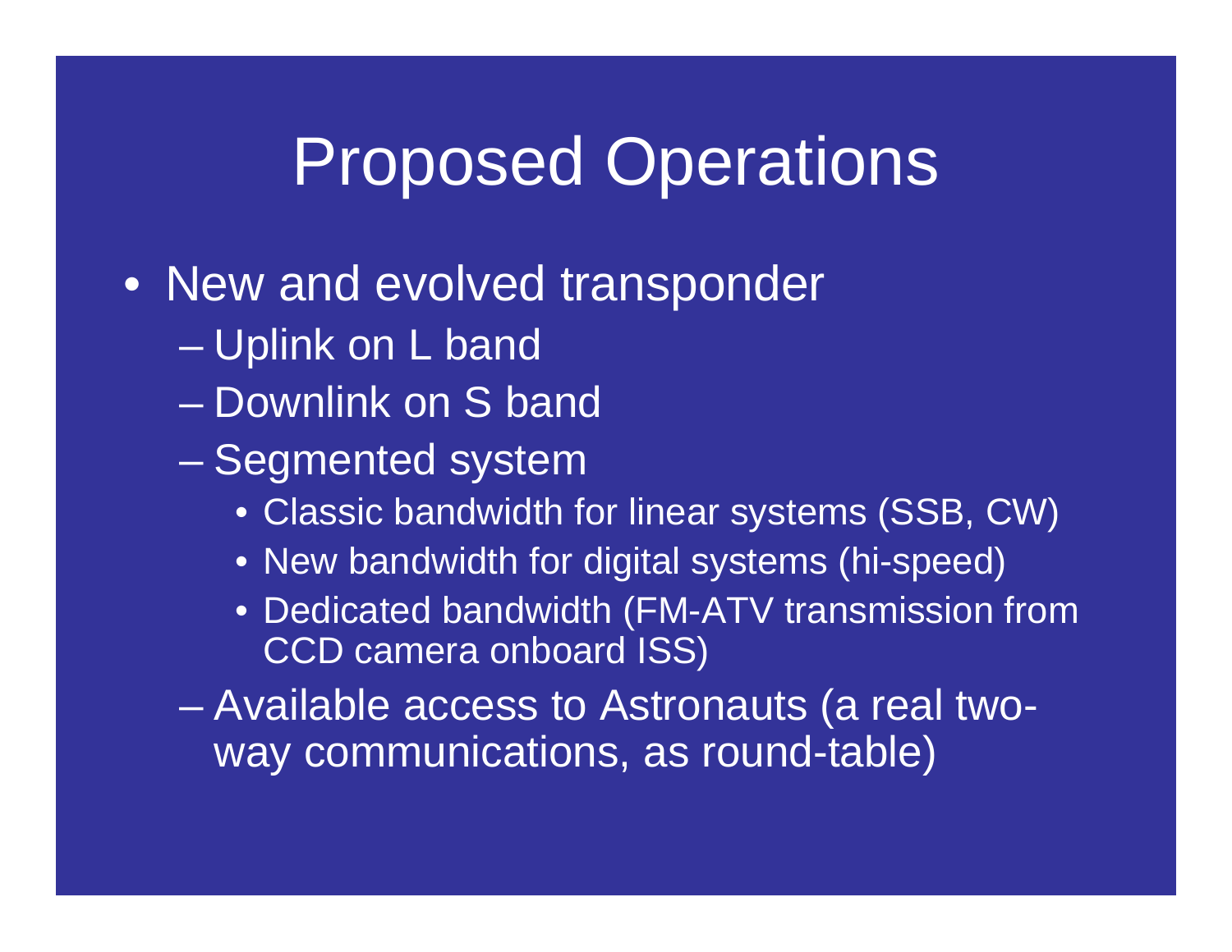# Proposed Operations

- New and evolved transponder
  - Uplink on L band
  - Downlink on S band
  - Segmented system
    - Classic bandwidth for linear systems (SSB, CW)
    - New bandwidth for digital systems (hi-speed)
    - Dedicated bandwidth (FM-ATV transmission from CCD camera onboard ISS)
  - Available access to Astronauts (a real two-way communications, as round-table)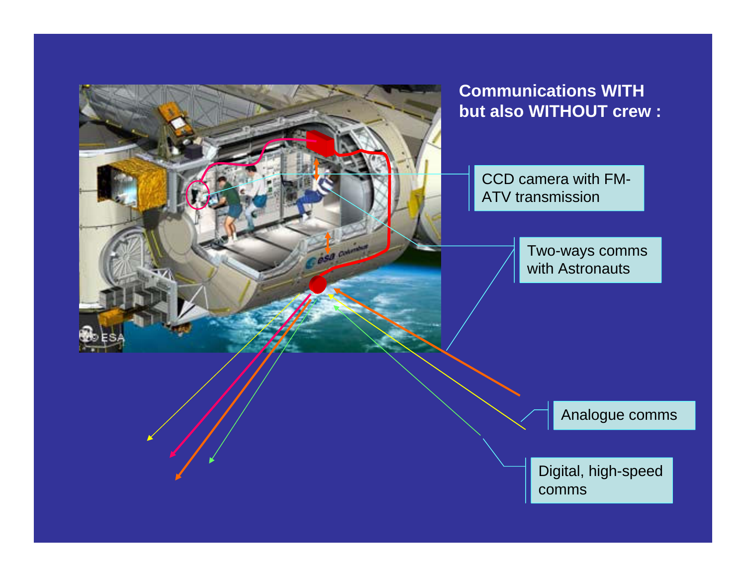**Communications WITH but also WITHOUT crew :**

CCD camera with FM-ATV transmission

Two-ways comms with Astronauts

Analogue comms

Digital, high-speed comms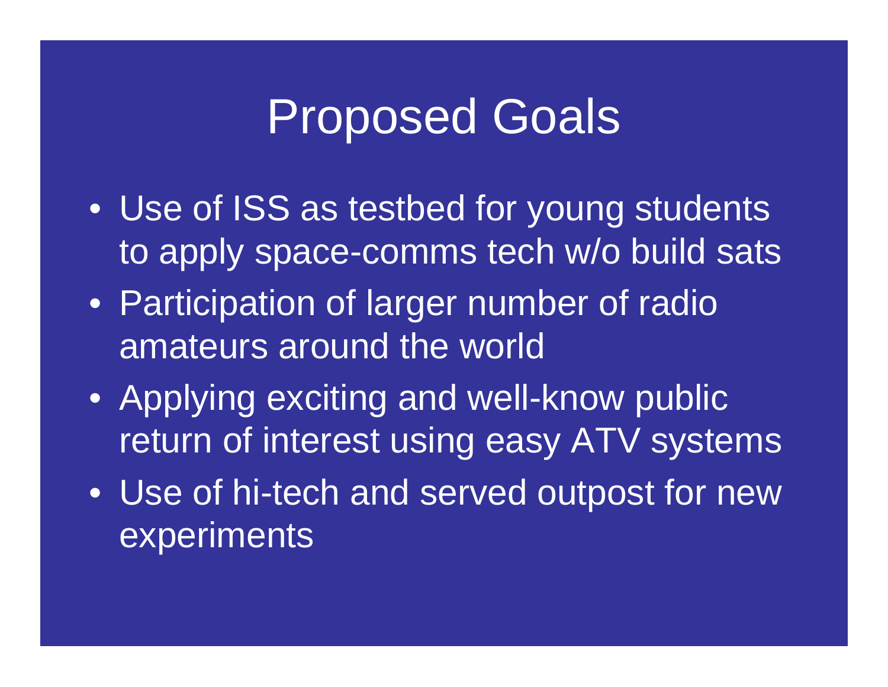# Proposed Goals

- Use of ISS as testbed for young students to apply space-comms tech w/o build sats
- Participation of larger number of radio amateurs around the world
- Applying exciting and well-know public return of interest using easy ATV systems
- Use of hi-tech and served outpost for new experiments